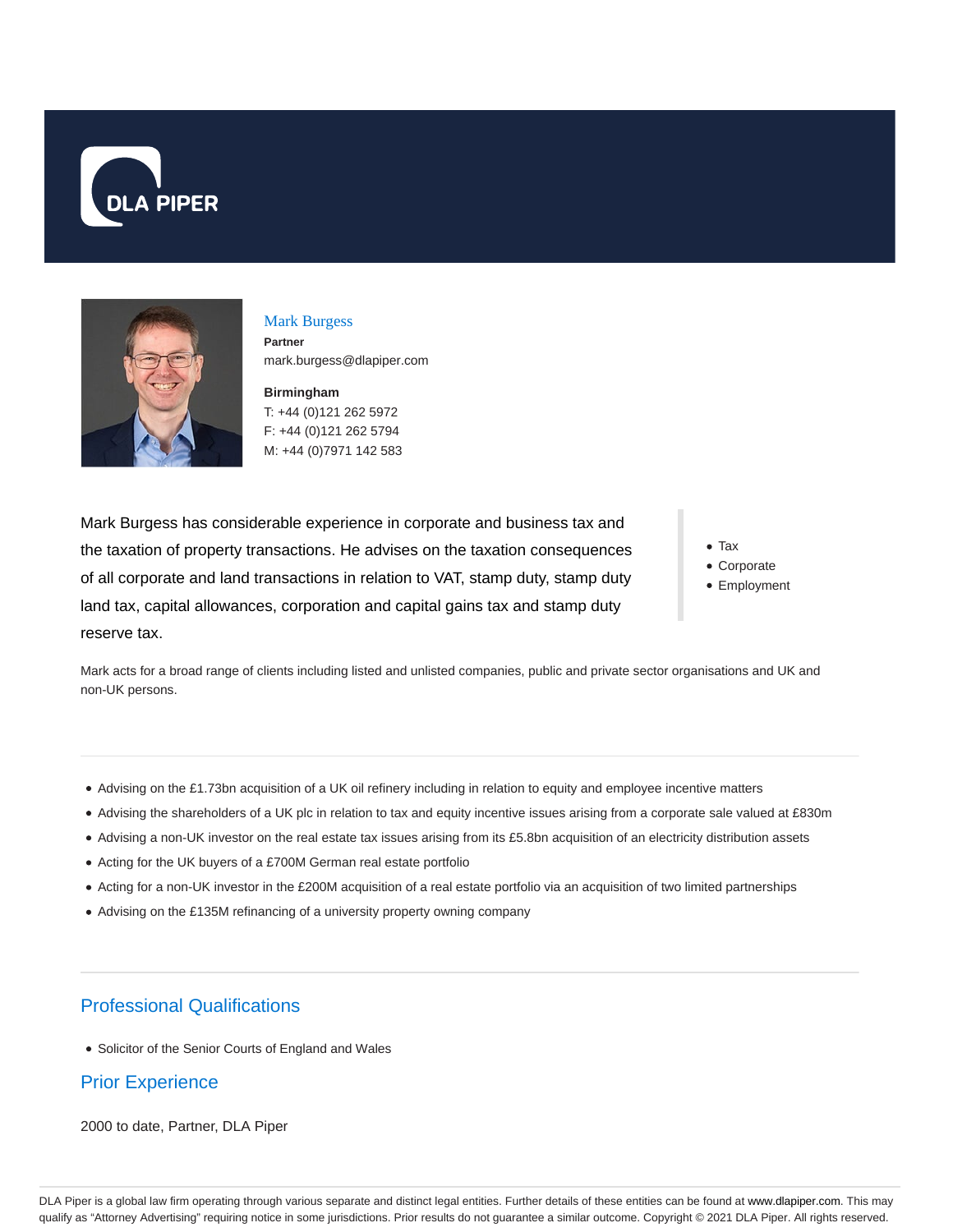DLA PIPER

## Mark Burgess

**Partner**
mark.burgess@dlapiper.com

**Birmingham**
T: +44 (0)121 262 5972
F: +44 (0)121 262 5794
M: +44 (0)7971 142 583

Mark Burgess has considerable experience in corporate and business tax and the taxation of property transactions. He advises on the taxation consequences of all corporate and land transactions in relation to VAT, stamp duty, stamp duty land tax, capital allowances, corporation and capital gains tax and stamp duty reserve tax.

- Tax
- Corporate
- Employment

Mark acts for a broad range of clients including listed and unlisted companies, public and private sector organisations and UK and non-UK persons.

- Advising on the £1.73bn acquisition of a UK oil refinery including in relation to equity and employee incentive matters
- Advising the shareholders of a UK plc in relation to tax and equity incentive issues arising from a corporate sale valued at £830m
- Advising a non-UK investor on the real estate tax issues arising from its £5.8bn acquisition of an electricity distribution assets
- Acting for the UK buyers of a £700M German real estate portfolio
- Acting for a non-UK investor in the £200M acquisition of a real estate portfolio via an acquisition of two limited partnerships
- Advising on the £135M refinancing of a university property owning company

## Professional Qualifications

- Solicitor of the Senior Courts of England and Wales

## Prior Experience

2000 to date, Partner, DLA Piper

DLA Piper is a global law firm operating through various separate and distinct legal entities. Further details of these entities can be found at www.dlapiper.com. This may qualify as "Attorney Advertising" requiring notice in some jurisdictions. Prior results do not guarantee a similar outcome. Copyright © 2021 DLA Piper. All rights reserved.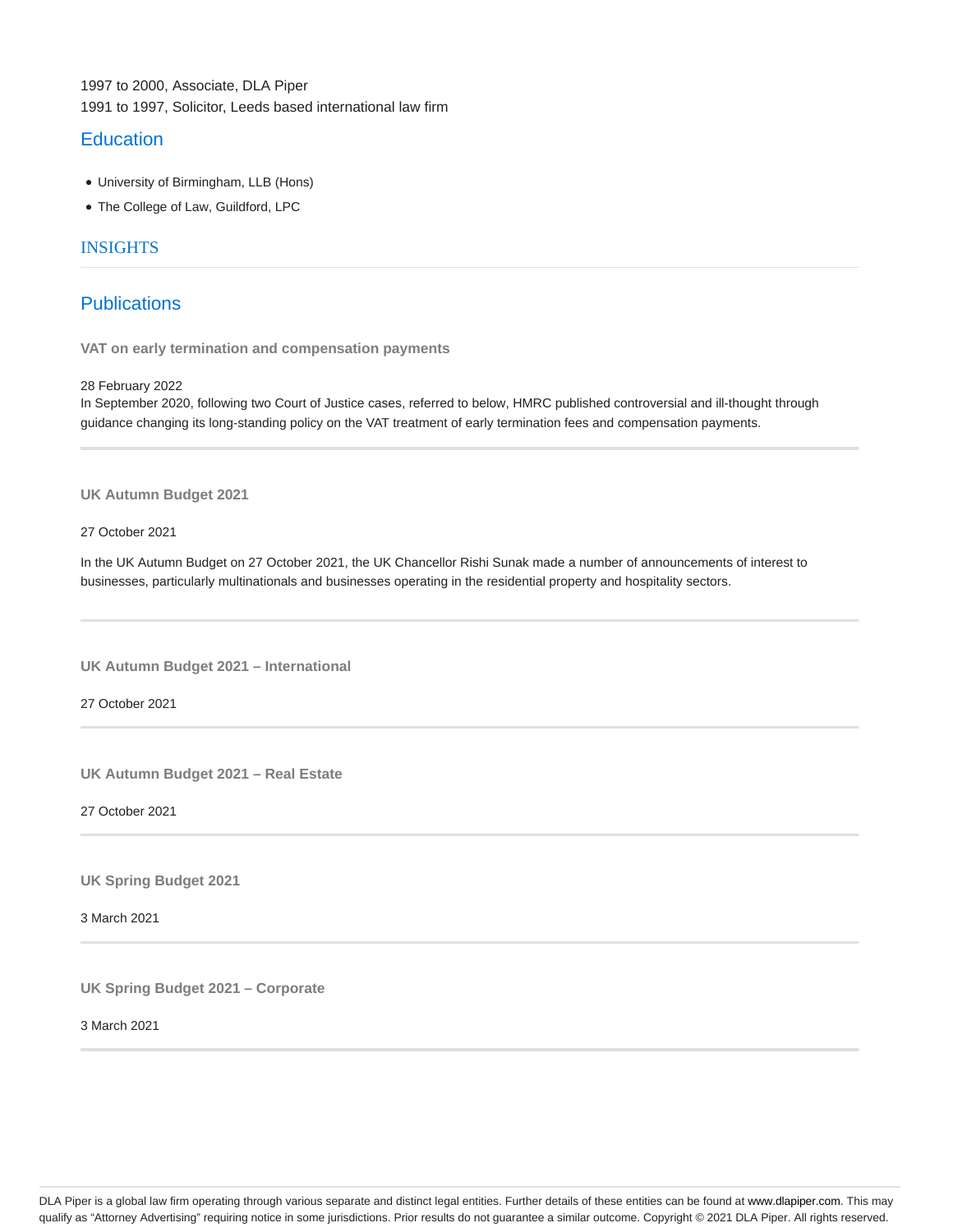1997 to 2000, Associate, DLA Piper

1991 to 1997, Solicitor, Leeds based international law firm

## Education

- University of Birmingham, LLB (Hons)
- The College of Law, Guildford, LPC

## INSIGHTS

## Publications

**VAT on early termination and compensation payments**

28 February 2022

In September 2020, following two Court of Justice cases, referred to below, HMRC published controversial and ill-thought through guidance changing its long-standing policy on the VAT treatment of early termination fees and compensation payments.

**UK Autumn Budget 2021**

27 October 2021

In the UK Autumn Budget on 27 October 2021, the UK Chancellor Rishi Sunak made a number of announcements of interest to businesses, particularly multinationals and businesses operating in the residential property and hospitality sectors.

**UK Autumn Budget 2021 – International**

27 October 2021

**UK Autumn Budget 2021 – Real Estate**

27 October 2021

**UK Spring Budget 2021**

3 March 2021

**UK Spring Budget 2021 – Corporate**

3 March 2021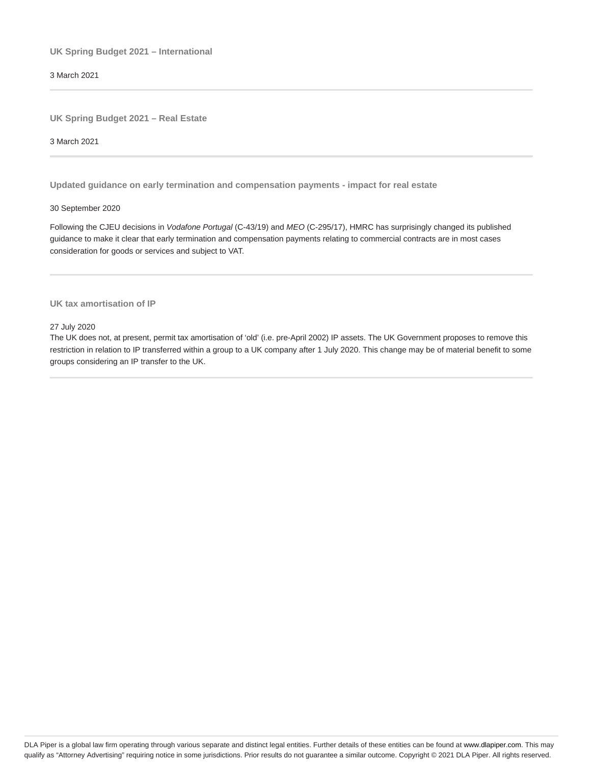**UK Spring Budget 2021 – International**

3 March 2021

---

**UK Spring Budget 2021 – Real Estate**

3 March 2021

---

**Updated guidance on early termination and compensation payments - impact for real estate**

30 September 2020

Following the CJEU decisions in *Vodafone Portugal* (C-43/19) and *MEO* (C-295/17), HMRC has surprisingly changed its published guidance to make it clear that early termination and compensation payments relating to commercial contracts are in most cases consideration for goods or services and subject to VAT.

---

**UK tax amortisation of IP**

27 July 2020

The UK does not, at present, permit tax amortisation of 'old' (i.e. pre-April 2002) IP assets. The UK Government proposes to remove this restriction in relation to IP transferred within a group to a UK company after 1 July 2020. This change may be of material benefit to some groups considering an IP transfer to the UK.

---

DLA Piper is a global law firm operating through various separate and distinct legal entities. Further details of these entities can be found at www.dlapiper.com. This may qualify as "Attorney Advertising" requiring notice in some jurisdictions. Prior results do not guarantee a similar outcome. Copyright © 2021 DLA Piper. All rights reserved.